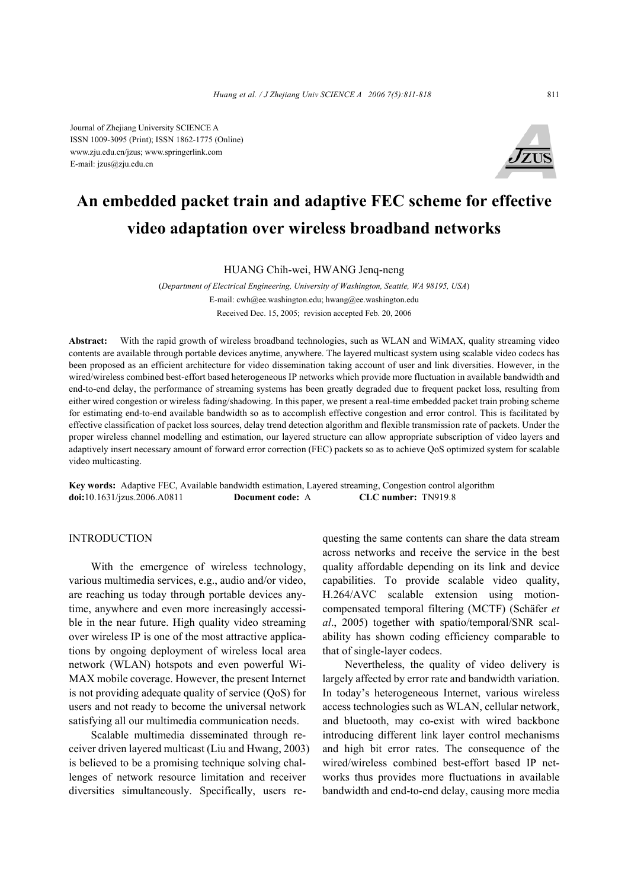Journal of Zhejiang University SCIENCE A
ISSN 1009-3095 (Print); ISSN 1862-1775 (Online)
www.zju.edu.cn/jzus; www.springerlink.com
E-mail: jzus@zju.edu.cn

# An embedded packet train and adaptive FEC scheme for effective video adaptation over wireless broadband networks

HUANG Chih-wei, HWANG Jenq-neng

(*Department of Electrical Engineering, University of Washington, Seattle, WA 98195, USA*)
E-mail: cwh@ee.washington.edu; hwang@ee.washington.edu
Received Dec. 15, 2005; revision accepted Feb. 20, 2006

**Abstract:** With the rapid growth of wireless broadband technologies, such as WLAN and WiMAX, quality streaming video contents are available through portable devices anytime, anywhere. The layered multicast system using scalable video codecs has been proposed as an efficient architecture for video dissemination taking account of user and link diversities. However, in the wired/wireless combined best-effort based heterogeneous IP networks which provide more fluctuation in available bandwidth and end-to-end delay, the performance of streaming systems has been greatly degraded due to frequent packet loss, resulting from either wired congestion or wireless fading/shadowing. In this paper, we present a real-time embedded packet train probing scheme for estimating end-to-end available bandwidth so as to accomplish effective congestion and error control. This is facilitated by effective classification of packet loss sources, delay trend detection algorithm and flexible transmission rate of packets. Under the proper wireless channel modelling and estimation, our layered structure can allow appropriate subscription of video layers and adaptively insert necessary amount of forward error correction (FEC) packets so as to achieve QoS optimized system for scalable video multicasting.

**Key words:** Adaptive FEC, Available bandwidth estimation, Layered streaming, Congestion control algorithm
**doi:**10.1631/jzus.2006.A0811 **Document code:** A **CLC number:** TN919.8

## INTRODUCTION

With the emergence of wireless technology, various multimedia services, e.g., audio and/or video, are reaching us today through portable devices anytime, anywhere and even more increasingly accessible in the near future. High quality video streaming over wireless IP is one of the most attractive applications by ongoing deployment of wireless local area network (WLAN) hotspots and even powerful WiMAX mobile coverage. However, the present Internet is not providing adequate quality of service (QoS) for users and not ready to become the universal network satisfying all our multimedia communication needs.

Scalable multimedia disseminated through receiver driven layered multicast (Liu and Hwang, 2003) is believed to be a promising technique solving challenges of network resource limitation and receiver diversities simultaneously. Specifically, users requesting the same contents can share the data stream across networks and receive the service in the best quality affordable depending on its link and device capabilities. To provide scalable video quality, H.264/AVC scalable extension using motion-compensated temporal filtering (MCTF) (Schäfer *et al*., 2005) together with spatio/temporal/SNR scalability has shown coding efficiency comparable to that of single-layer codecs.

Nevertheless, the quality of video delivery is largely affected by error rate and bandwidth variation. In today's heterogeneous Internet, various wireless access technologies such as WLAN, cellular network, and bluetooth, may co-exist with wired backbone introducing different link layer control mechanisms and high bit error rates. The consequence of the wired/wireless combined best-effort based IP networks thus provides more fluctuations in available bandwidth and end-to-end delay, causing more media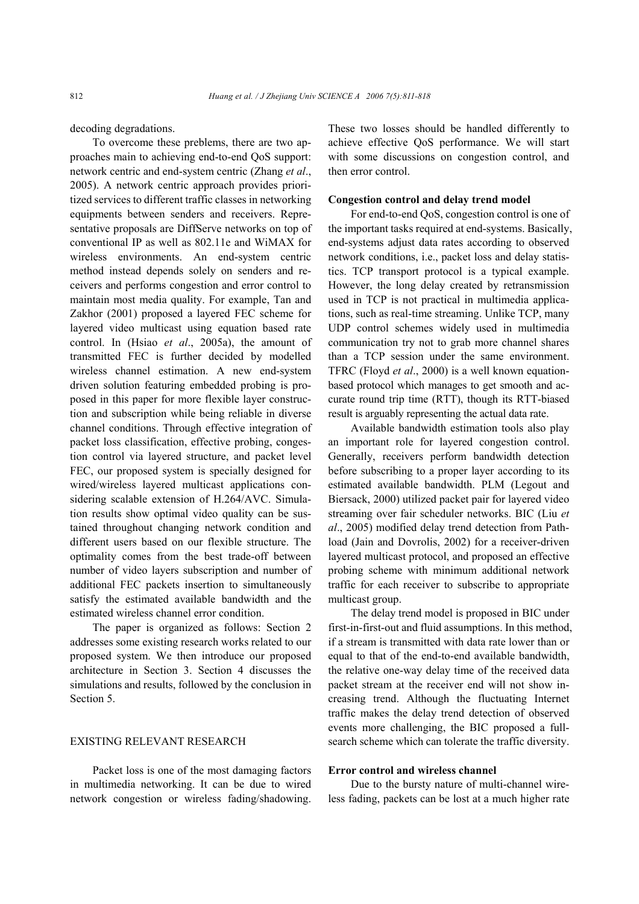decoding degradations.

To overcome these prebelms, there are two approaches main to achieving end-to-end QoS support: network centric and end-system centric (Zhang *et al*., 2005). A network centric approach provides prioritized services to different traffic classes in networking equipments between senders and receivers. Representative proposals are DiffServe networks on top of conventional IP as well as 802.11e and WiMAX for wireless environments. An end-system centric method instead depends solely on senders and receivers and performs congestion and error control to maintain most media quality. For example, Tan and Zakhor (2001) proposed a layered FEC scheme for layered video multicast using equation based rate control. In (Hsiao *et al*., 2005a), the amount of transmitted FEC is further decided by modelled wireless channel estimation. A new end-system driven solution featuring embedded probing is proposed in this paper for more flexible layer construction and subscription while being reliable in diverse channel conditions. Through effective integration of packet loss classification, effective probing, congestion control via layered structure, and packet level FEC, our proposed system is specially designed for wired/wireless layered multicast applications considering scalable extension of H.264/AVC. Simulation results show optimal video quality can be sustained throughout changing network condition and different users based on our flexible structure. The optimality comes from the best trade-off between number of video layers subscription and number of additional FEC packets insertion to simultaneously satisfy the estimated available bandwidth and the estimated wireless channel error condition.

The paper is organized as follows: Section 2 addresses some existing research works related to our proposed system. We then introduce our proposed architecture in Section 3. Section 4 discusses the simulations and results, followed by the conclusion in Section 5.

## EXISTING RELEVANT RESEARCH

Packet loss is one of the most damaging factors in multimedia networking. It can be due to wired network congestion or wireless fading/shadowing. These two losses should be handled differently to achieve effective QoS performance. We will start with some discussions on congestion control, and then error control.

### Congestion control and delay trend model

For end-to-end QoS, congestion control is one of the important tasks required at end-systems. Basically, end-systems adjust data rates according to observed network conditions, i.e., packet loss and delay statistics. TCP transport protocol is a typical example. However, the long delay created by retransmission used in TCP is not practical in multimedia applications, such as real-time streaming. Unlike TCP, many UDP control schemes widely used in multimedia communication try not to grab more channel shares than a TCP session under the same environment. TFRC (Floyd *et al*., 2000) is a well known equation-based protocol which manages to get smooth and accurate round trip time (RTT), though its RTT-biased result is arguably representing the actual data rate.

Available bandwidth estimation tools also play an important role for layered congestion control. Generally, receivers perform bandwidth detection before subscribing to a proper layer according to its estimated available bandwidth. PLM (Legout and Biersack, 2000) utilized packet pair for layered video streaming over fair scheduler networks. BIC (Liu *et al*., 2005) modified delay trend detection from Pathload (Jain and Dovrolis, 2002) for a receiver-driven layered multicast protocol, and proposed an effective probing scheme with minimum additional network traffic for each receiver to subscribe to appropriate multicast group.

The delay trend model is proposed in BIC under first-in-first-out and fluid assumptions. In this method, if a stream is transmitted with data rate lower than or equal to that of the end-to-end available bandwidth, the relative one-way delay time of the received data packet stream at the receiver end will not show increasing trend. Although the fluctuating Internet traffic makes the delay trend detection of observed events more challenging, the BIC proposed a full-search scheme which can tolerate the traffic diversity.

### Error control and wireless channel

Due to the bursty nature of multi-channel wireless fading, packets can be lost at a much higher rate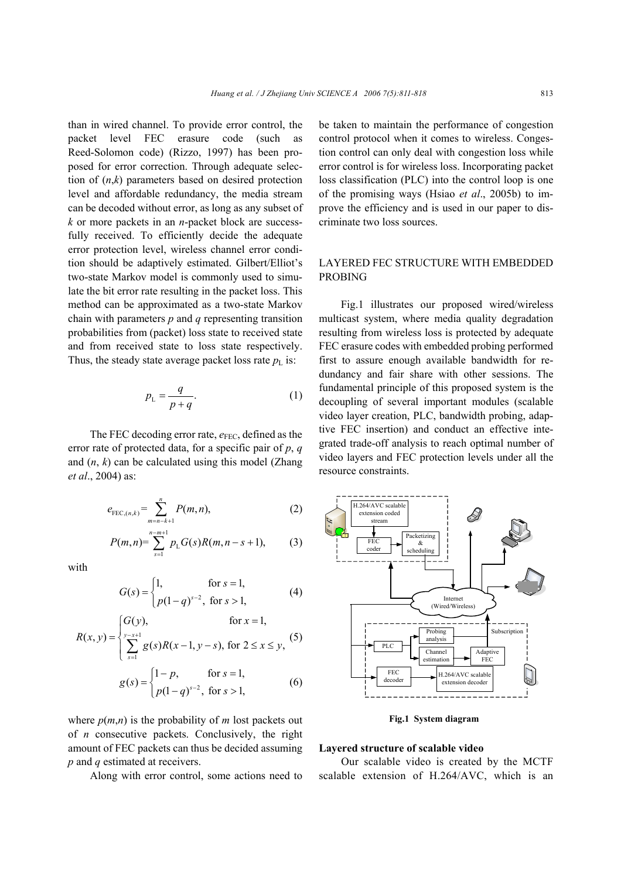than in wired channel. To provide error control, the packet level FEC erasure code (such as Reed-Solomon code) (Rizzo, 1997) has been proposed for error correction. Through adequate selection of $(n,k)$ parameters based on desired protection level and affordable redundancy, the media stream can be decoded without error, as long as any subset of $k$ or more packets in an $n$-packet block are successfully received. To efficiently decide the adequate error protection level, wireless channel error condition should be adaptively estimated. Gilbert/Elliot's two-state Markov model is commonly used to simulate the bit error rate resulting in the packet loss. This method can be approximated as a two-state Markov chain with parameters $p$ and $q$ representing transition probabilities from (packet) loss state to received state and from received state to loss state respectively. Thus, the steady state average packet loss rate $p_L$ is:

$$p_{\mathrm{L}} = \frac{q}{p+q}. \tag{1}$$

The FEC decoding error rate, $e_{\mathrm{FEC}}$, defined as the error rate of protected data, for a specific pair of $p$, $q$ and $(n, k)$ can be calculated using this model (Zhang *et al*., 2004) as:

$$e_{\mathrm{FEC},(n,k)} = \sum_{m=n-k+1}^{n} P(m,n), \tag{2}$$

$$P(m,n) = \sum_{s=1}^{n-m+1} p_{\mathrm{L}} G(s) R(m, n-s+1), \tag{3}$$

with

$$G(s) = \begin{cases} 1, & \text{for } s=1, \\ p(1-q)^{s-2}, & \text{for } s>1, \end{cases} \tag{4}$$

$$R(x,y) = \begin{cases} G(y), & \text{for } x=1, \\ \sum\limits_{s=1}^{y-x+1} g(s)R(x-1, y-s), & \text{for } 2 \le x \le y, \end{cases} \tag{5}$$

$$g(s) = \begin{cases} 1-p, & \text{for } s=1, \\ p(1-q)^{s-2}, & \text{for } s>1, \end{cases} \tag{6}$$

where $p(m,n)$ is the probability of $m$ lost packets out of $n$ consecutive packets. Conclusively, the right amount of FEC packets can thus be decided assuming $p$ and $q$ estimated at receivers.

Along with error control, some actions need to be taken to maintain the performance of congestion control protocol when it comes to wireless. Congestion control can only deal with congestion loss while error control is for wireless loss. Incorporating packet loss classification (PLC) into the control loop is one of the promising ways (Hsiao *et al*., 2005b) to improve the efficiency and is used in our paper to discriminate two loss sources.

## LAYERED FEC STRUCTURE WITH EMBEDDED PROBING

Fig.1 illustrates our proposed wired/wireless multicast system, where media quality degradation resulting from wireless loss is protected by adequate FEC erasure codes with embedded probing performed first to assure enough available bandwidth for redundancy and fair share with other sessions. The fundamental principle of this proposed system is the decoupling of several important modules (scalable video layer creation, PLC, bandwidth probing, adaptive FEC insertion) and conduct an effective integrated trade-off analysis to reach optimal number of video layers and FEC protection levels under all the resource constraints.

**Fig.1 System diagram**

### Layered structure of scalable video

Our scalable video is created by the MCTF scalable extension of H.264/AVC, which is an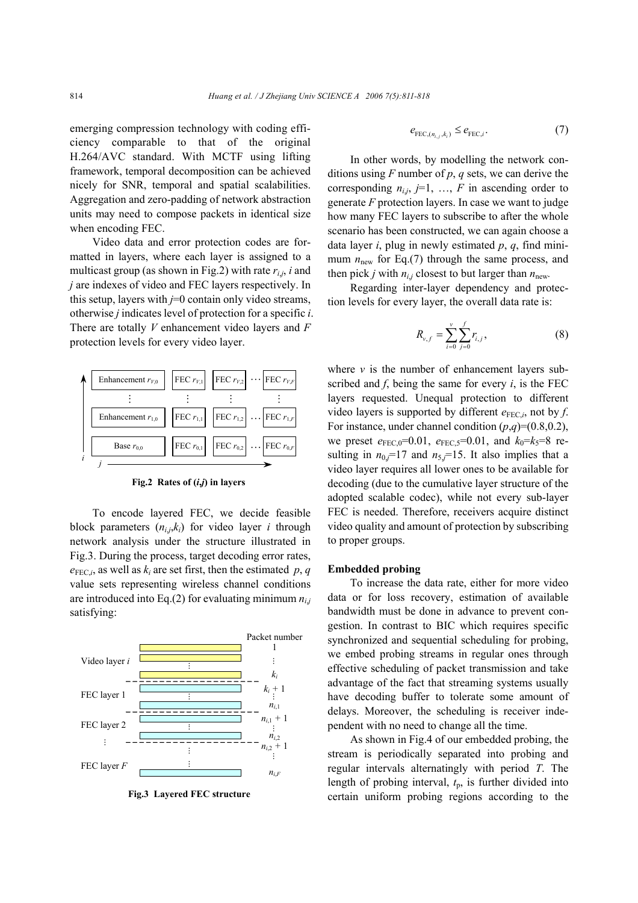emerging compression technology with coding efficiency comparable to that of the original H.264/AVC standard. With MCTF using lifting framework, temporal decomposition can be achieved nicely for SNR, temporal and spatial scalabilities. Aggregation and zero-padding of network abstraction units may need to compose packets in identical size when encoding FEC.

Video data and error protection codes are formatted in layers, where each layer is assigned to a multicast group (as shown in Fig.2) with rate $r_{i,j}$, $i$ and $j$ are indexes of video and FEC layers respectively. In this setup, layers with $j$=0 contain only video streams, otherwise $j$ indicates level of protection for a specific $i$. There are totally $V$ enhancement video layers and $F$ protection levels for every video layer.

| Enhancement $r_{V,0}$ | FEC $r_{V,1}$ | FEC $r_{V,2}$ | … | FEC $r_{V,F}$ |
|---|---|---|---|---|
| ⋮ | ⋮ | ⋮ | | ⋮ |
| Enhancement $r_{1,0}$ | FEC $r_{1,1}$ | FEC $r_{1,2}$ | … | FEC $r_{1,F}$ |
| Base $r_{0,0}$ | FEC $r_{0,1}$ | FEC $r_{0,2}$ | … | FEC $r_{0,F}$ |

**Fig.2 Rates of ($i$,$j$) in layers**

To encode layered FEC, we decide feasible block parameters $(n_{i,j},k_i)$ for video layer $i$ through network analysis under the structure illustrated in Fig.3. During the process, target decoding error rates, $e_{\text{FEC},i}$, as well as $k_i$ are set first, then the estimated $p$, $q$ value sets representing wireless channel conditions are introduced into Eq.(2) for evaluating minimum $n_{i,j}$ satisfying:

**Fig.3 Layered FEC structure**

$$e_{\text{FEC},(n_{i,j},k_i)} \le e_{\text{FEC},i}. \tag{7}$$

In other words, by modelling the network conditions using $F$ number of $p$, $q$ sets, we can derive the corresponding $n_{i,j}$, $j$=1, …, $F$ in ascending order to generate $F$ protection layers. In case we want to judge how many FEC layers to subscribe to after the whole scenario has been constructed, we can again choose a data layer $i$, plug in newly estimated $p$, $q$, find minimum $n_{\text{new}}$ for Eq.(7) through the same process, and then pick $j$ with $n_{i,j}$ closest to but larger than $n_{\text{new}}$.

Regarding inter-layer dependency and protection levels for every layer, the overall data rate is:

$$R_{v,f} = \sum_{i=0}^{v}\sum_{j=0}^{f} r_{i,j}, \tag{8}$$

where $v$ is the number of enhancement layers subscribed and $f$, being the same for every $i$, is the FEC layers requested. Unequal protection to different video layers is supported by different $e_{\text{FEC},i}$, not by $f$. For instance, under channel condition $(p,q)$=(0.8,0.2), we preset $e_{\text{FEC},0}$=0.01, $e_{\text{FEC},5}$=0.01, and $k_0$=$k_5$=8 resulting in $n_{0,j}$=17 and $n_{5,j}$=15. It also implies that a video layer requires all lower ones to be available for decoding (due to the cumulative layer structure of the adopted scalable codec), while not every sub-layer FEC is needed. Therefore, receivers acquire distinct video quality and amount of protection by subscribing to proper groups.

**Embedded probing**

To increase the data rate, either for more video data or for loss recovery, estimation of available bandwidth must be done in advance to prevent congestion. In contrast to BIC which requires specific synchronized and sequential scheduling for probing, we embed probing streams in regular ones through effective scheduling of packet transmission and take advantage of the fact that streaming systems usually have decoding buffer to tolerate some amount of delays. Moreover, the scheduling is receiver independent with no need to change all the time.

As shown in Fig.4 of our embedded probing, the stream is periodically separated into probing and regular intervals alternatingly with period $T$. The length of probing interval, $t_p$, is further divided into certain uniform probing regions according to the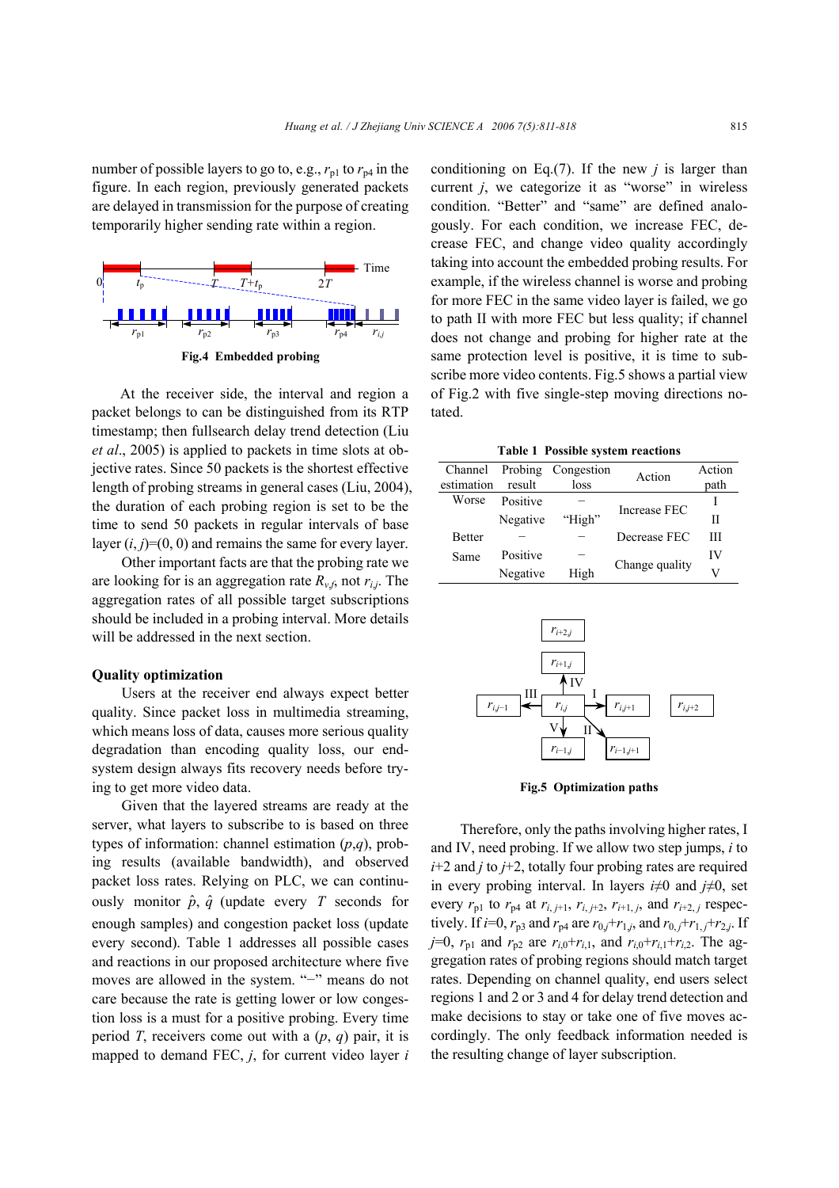number of possible layers to go to, e.g., $r_{p1}$ to $r_{p4}$ in the figure. In each region, previously generated packets are delayed in transmission for the purpose of creating temporarily higher sending rate within a region.

**Fig.4 Embedded probing**

At the receiver side, the interval and region a packet belongs to can be distinguished from its RTP timestamp; then fullsearch delay trend detection (Liu *et al*., 2005) is applied to packets in time slots at objective rates. Since 50 packets is the shortest effective length of probing streams in general cases (Liu, 2004), the duration of each probing region is set to be the time to send 50 packets in regular intervals of base layer $(i, j)=(0, 0)$ and remains the same for every layer.

Other important facts are that the probing rate we are looking for is an aggregation rate $R_{v,f}$, not $r_{i,j}$. The aggregation rates of all possible target subscriptions should be included in a probing interval. More details will be addressed in the next section.

**Quality optimization**

Users at the receiver end always expect better quality. Since packet loss in multimedia streaming, which means loss of data, causes more serious quality degradation than encoding quality loss, our end-system design always fits recovery needs before trying to get more video data.

Given that the layered streams are ready at the server, what layers to subscribe to is based on three types of information: channel estimation $(p,q)$, probing results (available bandwidth), and observed packet loss rates. Relying on PLC, we can continuously monitor $\hat{p}$, $\hat{q}$ (update every $T$ seconds for enough samples) and congestion packet loss (update every second). Table 1 addresses all possible cases and reactions in our proposed architecture where five moves are allowed in the system. "−" means do not care because the rate is getting lower or low congestion loss is a must for a positive probing. Every time period $T$, receivers come out with a $(p, q)$ pair, it is mapped to demand FEC, $j$, for current video layer $i$ conditioning on Eq.(7). If the new $j$ is larger than current $j$, we categorize it as "worse" in wireless condition. "Better" and "same" are defined analogously. For each condition, we increase FEC, decrease FEC, and change video quality accordingly taking into account the embedded probing results. For example, if the wireless channel is worse and probing for more FEC in the same video layer is failed, we go to path II with more FEC but less quality; if channel does not change and probing for higher rate at the same protection level is positive, it is time to subscribe more video contents. Fig.5 shows a partial view of Fig.2 with five single-step moving directions notated.

**Table 1 Possible system reactions**

| Channel estimation | Probing result | Congestion loss | Action | Action path |
|---|---|---|---|---|
| Worse | Positive | − | Increase FEC | I |
| | Negative | "High" | | II |
| Better | − | − | Decrease FEC | III |
| Same | Positive | − | Change quality | IV |
| | Negative | High | | V |

**Fig.5 Optimization paths**

Therefore, only the paths involving higher rates, I and IV, need probing. If we allow two step jumps, $i$ to $i$+2 and $j$ to $j$+2, totally four probing rates are required in every probing interval. In layers $i\neq0$ and $j\neq0$, set every $r_{p1}$ to $r_{p4}$ at $r_{i,j+1}$, $r_{i,j+2}$, $r_{i+1,j}$, and $r_{i+2,j}$ respectively. If $i$=0, $r_{p3}$ and $r_{p4}$ are $r_{0,j}+r_{1,j}$, and $r_{0,j}+r_{1,j}+r_{2,j}$. If $j$=0, $r_{p1}$ and $r_{p2}$ are $r_{i,0}+r_{i,1}$, and $r_{i,0}+r_{i,1}+r_{i,2}$. The aggregation rates of probing regions should match target rates. Depending on channel quality, end users select regions 1 and 2 or 3 and 4 for delay trend detection and make decisions to stay or take one of five moves accordingly. The only feedback information needed is the resulting change of layer subscription.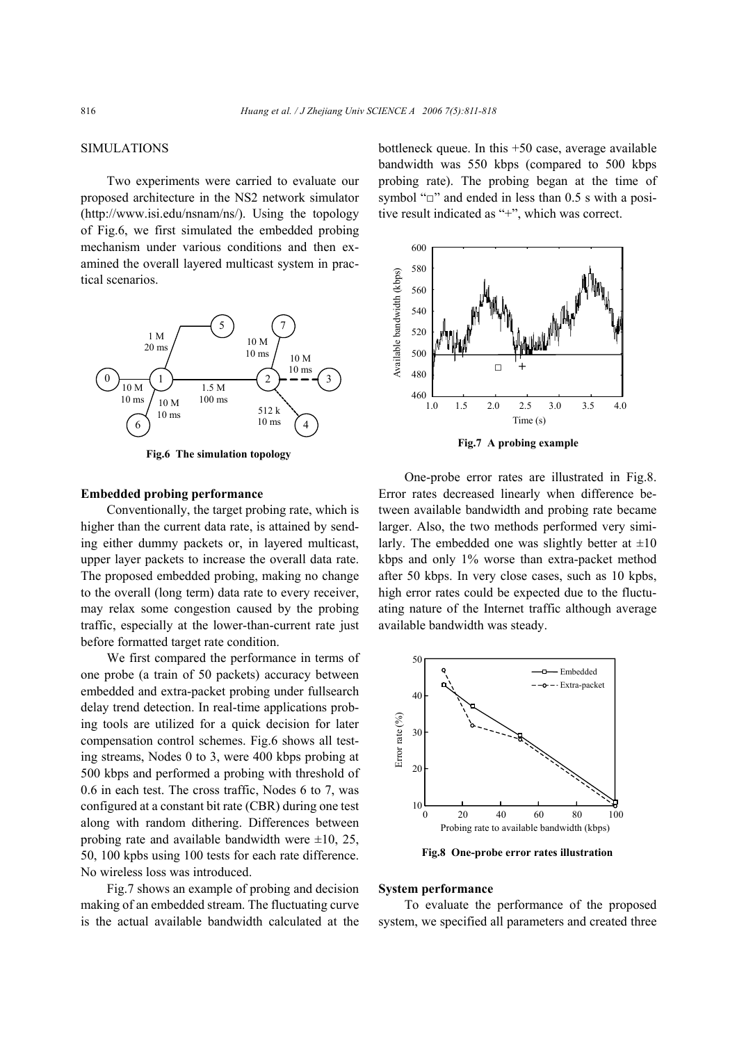## SIMULATIONS

Two experiments were carried to evaluate our proposed architecture in the NS2 network simulator (http://www.isi.edu/nsnam/ns/). Using the topology of Fig.6, we first simulated the embedded probing mechanism under various conditions and then examined the overall layered multicast system in practical scenarios.

**Fig.6 The simulation topology**

### Embedded probing performance

Conventionally, the target probing rate, which is higher than the current data rate, is attained by sending either dummy packets or, in layered multicast, upper layer packets to increase the overall data rate. The proposed embedded probing, making no change to the overall (long term) data rate to every receiver, may relax some congestion caused by the probing traffic, especially at the lower-than-current rate just before formatted target rate condition.

We first compared the performance in terms of one probe (a train of 50 packets) accuracy between embedded and extra-packet probing under fullsearch delay trend detection. In real-time applications probing tools are utilized for a quick decision for later compensation control schemes. Fig.6 shows all testing streams, Nodes 0 to 3, were 400 kbps probing at 500 kbps and performed a probing with threshold of 0.6 in each test. The cross traffic, Nodes 6 to 7, was configured at a constant bit rate (CBR) during one test along with random dithering. Differences between probing rate and available bandwidth were ±10, 25, 50, 100 kpbs using 100 tests for each rate difference. No wireless loss was introduced.

Fig.7 shows an example of probing and decision making of an embedded stream. The fluctuating curve is the actual available bandwidth calculated at the bottleneck queue. In this +50 case, average available bandwidth was 550 kbps (compared to 500 kbps probing rate). The probing began at the time of symbol "□" and ended in less than 0.5 s with a positive result indicated as "+", which was correct.

**Fig.7 A probing example**

One-probe error rates are illustrated in Fig.8. Error rates decreased linearly when difference between available bandwidth and probing rate became larger. Also, the two methods performed very similarly. The embedded one was slightly better at ±10 kbps and only 1% worse than extra-packet method after 50 kbps. In very close cases, such as 10 kpbs, high error rates could be expected due to the fluctuating nature of the Internet traffic although average available bandwidth was steady.

**Fig.8 One-probe error rates illustration**

### System performance

To evaluate the performance of the proposed system, we specified all parameters and created three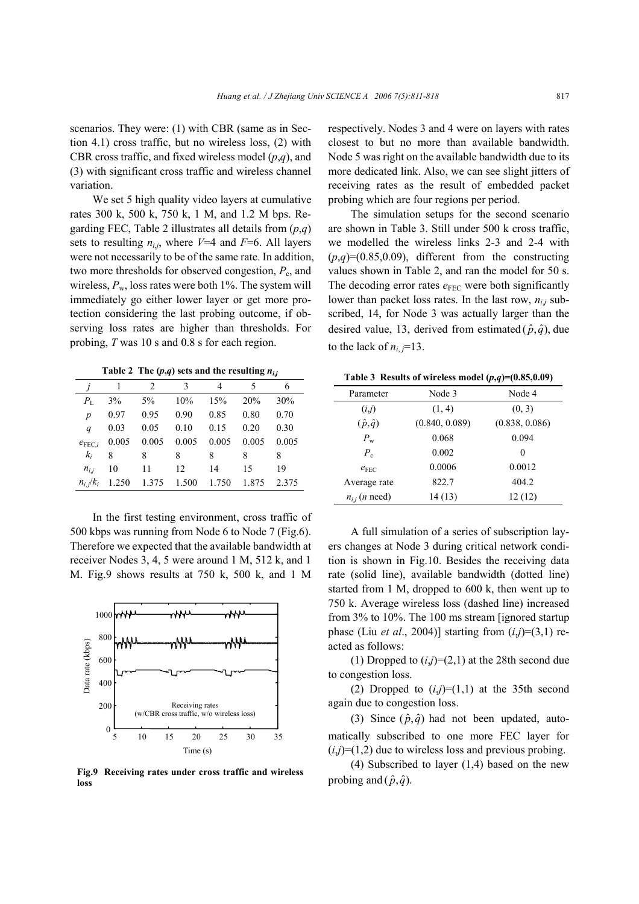scenarios. They were: (1) with CBR (same as in Section 4.1) cross traffic, but no wireless loss, (2) with CBR cross traffic, and fixed wireless model ($p$,$q$), and (3) with significant cross traffic and wireless channel variation.

We set 5 high quality video layers at cumulative rates 300 k, 500 k, 750 k, 1 M, and 1.2 M bps. Regarding FEC, Table 2 illustrates all details from ($p$,$q$) sets to resulting $n_{i,j}$, where $V$=4 and $F$=6. All layers were not necessarily to be of the same rate. In addition, two more thresholds for observed congestion, $P_c$, and wireless, $P_w$, loss rates were both 1%. The system will immediately go either lower layer or get more protection considering the last probing outcome, if observing loss rates are higher than thresholds. For probing, $T$ was 10 s and 0.8 s for each region.

**Table 2 The ($p$,$q$) sets and the resulting $n_{i,j}$**

| $j$ | 1 | 2 | 3 | 4 | 5 | 6 |
|---|---|---|---|---|---|---|
| $P_L$ | 3% | 5% | 10% | 15% | 20% | 30% |
| $p$ | 0.97 | 0.95 | 0.90 | 0.85 | 0.80 | 0.70 |
| $q$ | 0.03 | 0.05 | 0.10 | 0.15 | 0.20 | 0.30 |
| $e_{FEC,i}$ | 0.005 | 0.005 | 0.005 | 0.005 | 0.005 | 0.005 |
| $k_i$ | 8 | 8 | 8 | 8 | 8 | 8 |
| $n_{i,j}$ | 10 | 11 | 12 | 14 | 15 | 19 |
| $n_{i,j}/k_i$ | 1.250 | 1.375 | 1.500 | 1.750 | 1.875 | 2.375 |

In the first testing environment, cross traffic of 500 kbps was running from Node 6 to Node 7 (Fig.6). Therefore we expected that the available bandwidth at receiver Nodes 3, 4, 5 were around 1 M, 512 k, and 1 M. Fig.9 shows results at 750 k, 500 k, and 1 M respectively. Nodes 3 and 4 were on layers with rates closest to but no more than available bandwidth. Node 5 was right on the available bandwidth due to its more dedicated link. Also, we can see slight jitters of receiving rates as the result of embedded packet probing which are four regions per period.

**Fig.9 Receiving rates under cross traffic and wireless loss**

The simulation setups for the second scenario are shown in Table 3. Still under 500 k cross traffic, we modelled the wireless links 2-3 and 2-4 with ($p$,$q$)=(0.85,0.09), different from the constructing values shown in Table 2, and ran the model for 50 s. The decoding error rates $e_{FEC}$ were both significantly lower than packet loss rates. In the last row, $n_{i,j}$ subscribed, 14, for Node 3 was actually larger than the desired value, 13, derived from estimated $(\hat{p},\hat{q})$, due to the lack of $n_{i,j}$=13.

**Table 3 Results of wireless model ($p$,$q$)=(0.85,0.09)**

| Parameter | Node 3 | Node 4 |
|---|---|---|
| ($i$,$j$) | (1, 4) | (0, 3) |
| $(\hat{p},\hat{q})$ | (0.840, 0.089) | (0.838, 0.086) |
| $P_w$ | 0.068 | 0.094 |
| $P_c$ | 0.002 | 0 |
| $e_{FEC}$ | 0.0006 | 0.0012 |
| Average rate | 822.7 | 404.2 |
| $n_{i,j}$ ($n$ need) | 14 (13) | 12 (12) |

A full simulation of a series of subscription layers changes at Node 3 during critical network condition is shown in Fig.10. Besides the receiving data rate (solid line), available bandwidth (dotted line) started from 1 M, dropped to 600 k, then went up to 750 k. Average wireless loss (dashed line) increased from 3% to 10%. The 100 ms stream [ignored startup phase (Liu *et al*., 2004)] starting from ($i$,$j$)=(3,1) reacted as follows:

(1) Dropped to ($i$,$j$)=(2,1) at the 28th second due to congestion loss.

(2) Dropped to ($i$,$j$)=(1,1) at the 35th second again due to congestion loss.

(3) Since $(\hat{p},\hat{q})$ had not been updated, automatically subscribed to one more FEC layer for ($i$,$j$)=(1,2) due to wireless loss and previous probing.

(4) Subscribed to layer (1,4) based on the new probing and $(\hat{p},\hat{q})$.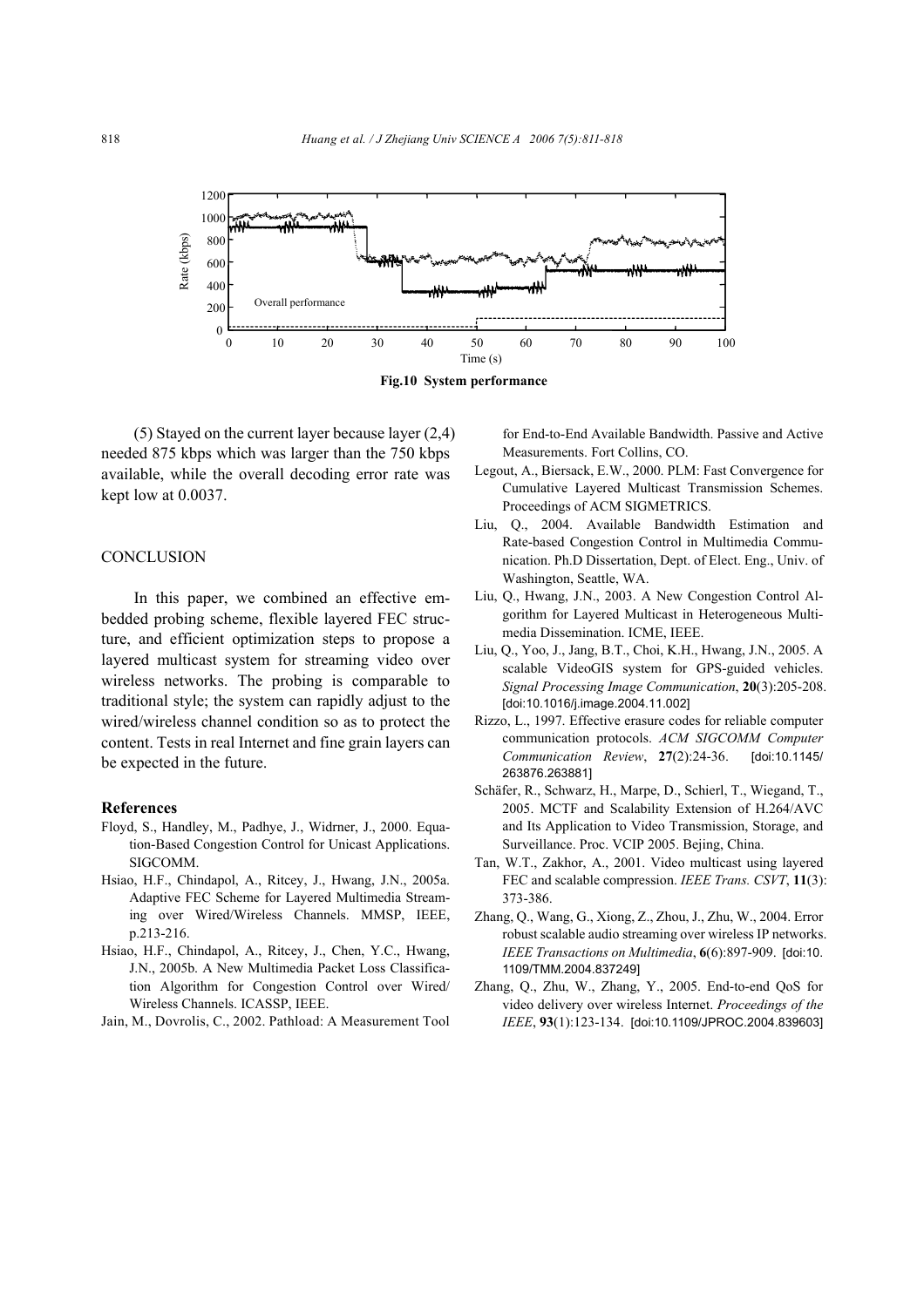1200
1000
800
600
400
200
0
Rate (kbps)
Overall performance
0 10 20 30 40 50 60 70 80 90 100
Time (s)

**Fig.10 System performance**

(5) Stayed on the current layer because layer (2,4) needed 875 kbps which was larger than the 750 kbps available, while the overall decoding error rate was kept low at 0.0037.

## CONCLUSION

In this paper, we combined an effective embedded probing scheme, flexible layered FEC structure, and efficient optimization steps to propose a layered multicast system for streaming video over wireless networks. The probing is comparable to traditional style; the system can rapidly adjust to the wired/wireless channel condition so as to protect the content. Tests in real Internet and fine grain layers can be expected in the future.

### References

Floyd, S., Handley, M., Padhye, J., Widrner, J., 2000. Equation-Based Congestion Control for Unicast Applications. SIGCOMM.

Hsiao, H.F., Chindapol, A., Ritcey, J., Hwang, J.N., 2005a. Adaptive FEC Scheme for Layered Multimedia Streaming over Wired/Wireless Channels. MMSP, IEEE, p.213-216.

Hsiao, H.F., Chindapol, A., Ritcey, J., Chen, Y.C., Hwang, J.N., 2005b. A New Multimedia Packet Loss Classification Algorithm for Congestion Control over Wired/Wireless Channels. ICASSP, IEEE.

Jain, M., Dovrolis, C., 2002. Pathload: A Measurement Tool for End-to-End Available Bandwidth. Passive and Active Measurements. Fort Collins, CO.

Legout, A., Biersack, E.W., 2000. PLM: Fast Convergence for Cumulative Layered Multicast Transmission Schemes. Proceedings of ACM SIGMETRICS.

Liu, Q., 2004. Available Bandwidth Estimation and Rate-based Congestion Control in Multimedia Communication. Ph.D Dissertation, Dept. of Elect. Eng., Univ. of Washington, Seattle, WA.

Liu, Q., Hwang, J.N., 2003. A New Congestion Control Algorithm for Layered Multicast in Heterogeneous Multimedia Dissemination. ICME, IEEE.

Liu, Q., Yoo, J., Jang, B.T., Choi, K.H., Hwang, J.N., 2005. A scalable VideoGIS system for GPS-guided vehicles. *Signal Processing Image Communication*, **20**(3):205-208. [doi:10.1016/j.image.2004.11.002]

Rizzo, L., 1997. Effective erasure codes for reliable computer communication protocols. *ACM SIGCOMM Computer Communication Review*, **27**(2):24-36. [doi:10.1145/263876.263881]

Schäfer, R., Schwarz, H., Marpe, D., Schierl, T., Wiegand, T., 2005. MCTF and Scalability Extension of H.264/AVC and Its Application to Video Transmission, Storage, and Surveillance. Proc. VCIP 2005. Bejing, China.

Tan, W.T., Zakhor, A., 2001. Video multicast using layered FEC and scalable compression. *IEEE Trans. CSVT*, **11**(3): 373-386.

Zhang, Q., Wang, G., Xiong, Z., Zhou, J., Zhu, W., 2004. Error robust scalable audio streaming over wireless IP networks. *IEEE Transactions on Multimedia*, **6**(6):897-909. [doi:10.1109/TMM.2004.837249]

Zhang, Q., Zhu, W., Zhang, Y., 2005. End-to-end QoS for video delivery over wireless Internet. *Proceedings of the IEEE*, **93**(1):123-134. [doi:10.1109/JPROC.2004.839603]